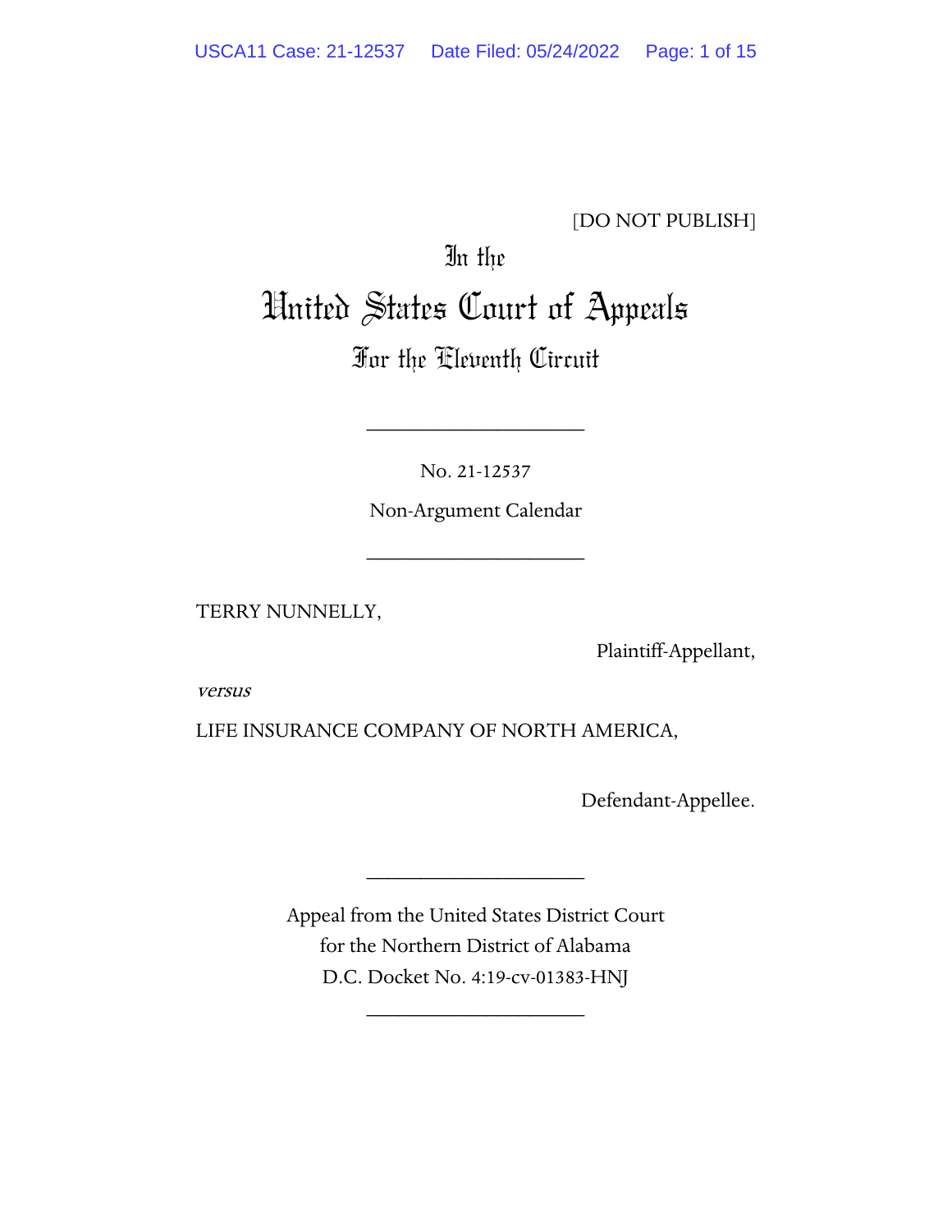[DO NOT PUBLISH]

In the

# United States Court of Appeals

## For the Eleventh Circuit

____________________

No. 21-12537

Non-Argument Calendar

____________________

TERRY NUNNELLY,

Plaintiff-Appellant,

*versus*

LIFE INSURANCE COMPANY OF NORTH AMERICA,

Defendant-Appellee.

____________________

Appeal from the United States District Court
for the Northern District of Alabama
D.C. Docket No. 4:19-cv-01383-HNJ

____________________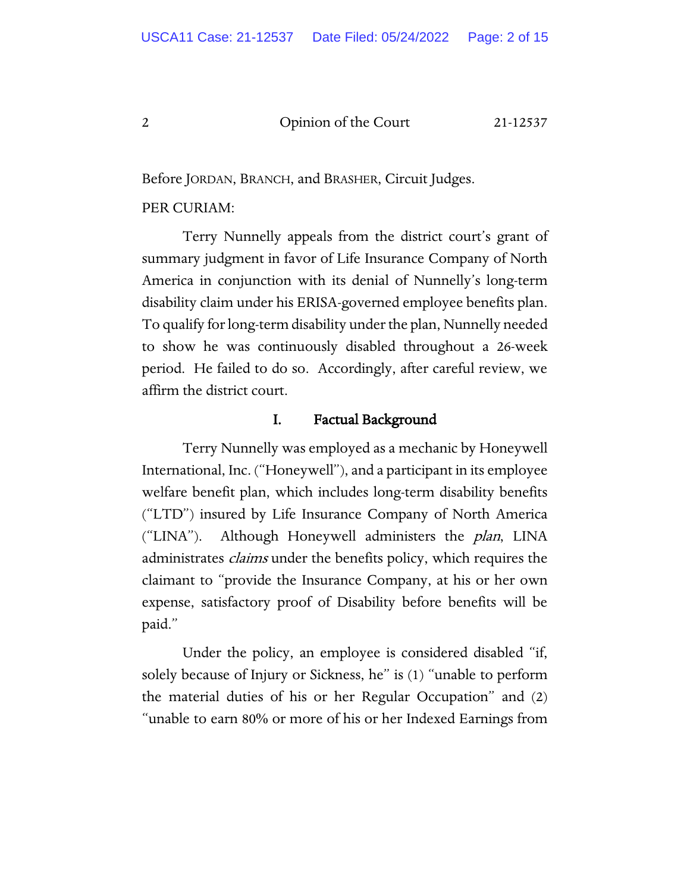Before JORDAN, BRANCH, and BRASHER, Circuit Judges.

PER CURIAM:

Terry Nunnelly appeals from the district court's grant of summary judgment in favor of Life Insurance Company of North America in conjunction with its denial of Nunnelly's long-term disability claim under his ERISA-governed employee benefits plan. To qualify for long-term disability under the plan, Nunnelly needed to show he was continuously disabled throughout a 26-week period. He failed to do so. Accordingly, after careful review, we affirm the district court.

## I. Factual Background

Terry Nunnelly was employed as a mechanic by Honeywell International, Inc. ("Honeywell"), and a participant in its employee welfare benefit plan, which includes long-term disability benefits ("LTD") insured by Life Insurance Company of North America ("LINA"). Although Honeywell administers the *plan*, LINA administrates *claims* under the benefits policy, which requires the claimant to "provide the Insurance Company, at his or her own expense, satisfactory proof of Disability before benefits will be paid."

Under the policy, an employee is considered disabled "if, solely because of Injury or Sickness, he" is (1) "unable to perform the material duties of his or her Regular Occupation" and (2) "unable to earn 80% or more of his or her Indexed Earnings from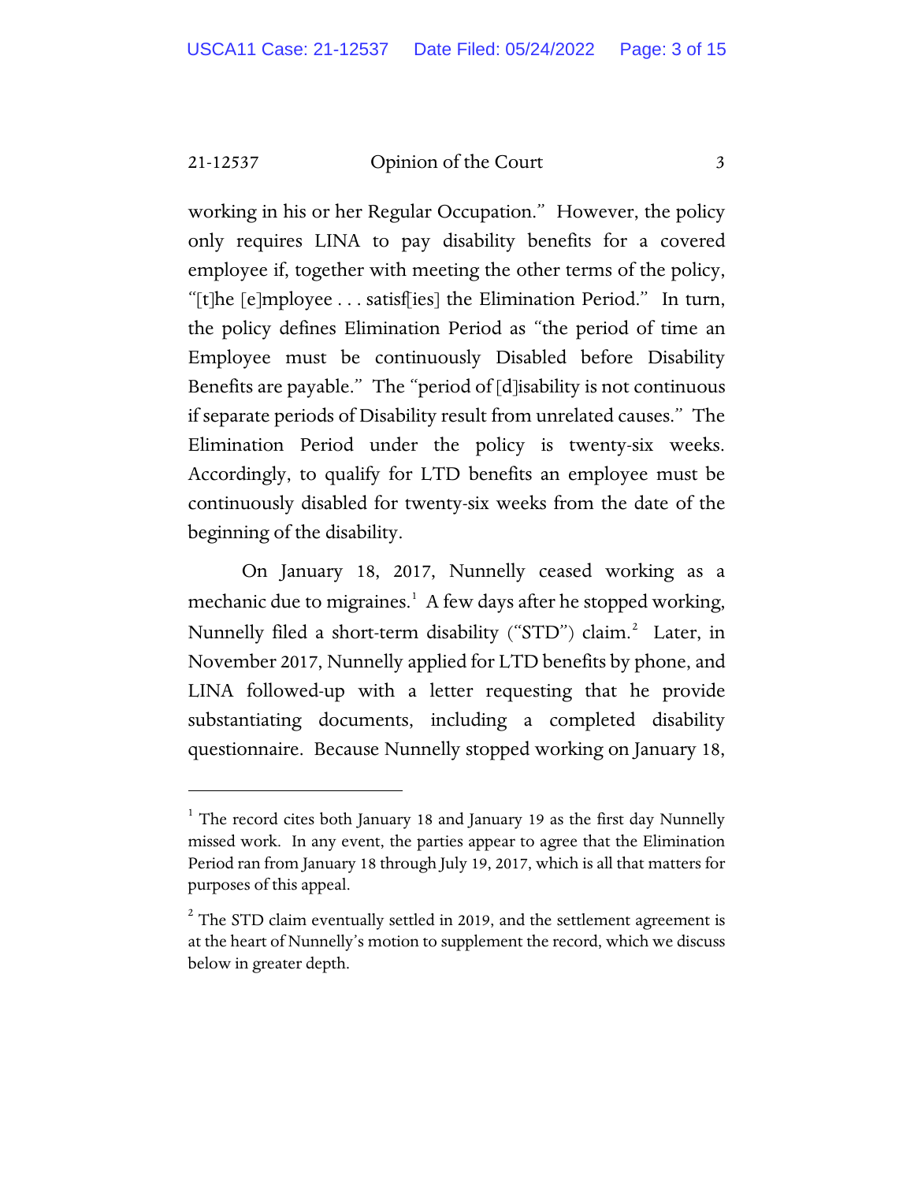working in his or her Regular Occupation." However, the policy only requires LINA to pay disability benefits for a covered employee if, together with meeting the other terms of the policy, "[t]he [e]mployee . . . satisf[ies] the Elimination Period." In turn, the policy defines Elimination Period as "the period of time an Employee must be continuously Disabled before Disability Benefits are payable." The "period of [d]isability is not continuous if separate periods of Disability result from unrelated causes." The Elimination Period under the policy is twenty-six weeks. Accordingly, to qualify for LTD benefits an employee must be continuously disabled for twenty-six weeks from the date of the beginning of the disability.

On January 18, 2017, Nunnelly ceased working as a mechanic due to migraines.[1] A few days after he stopped working, Nunnelly filed a short-term disability ("STD") claim.[2] Later, in November 2017, Nunnelly applied for LTD benefits by phone, and LINA followed-up with a letter requesting that he provide substantiating documents, including a completed disability questionnaire. Because Nunnelly stopped working on January 18,

---

[1] The record cites both January 18 and January 19 as the first day Nunnelly missed work. In any event, the parties appear to agree that the Elimination Period ran from January 18 through July 19, 2017, which is all that matters for purposes of this appeal.

[2] The STD claim eventually settled in 2019, and the settlement agreement is at the heart of Nunnelly's motion to supplement the record, which we discuss below in greater depth.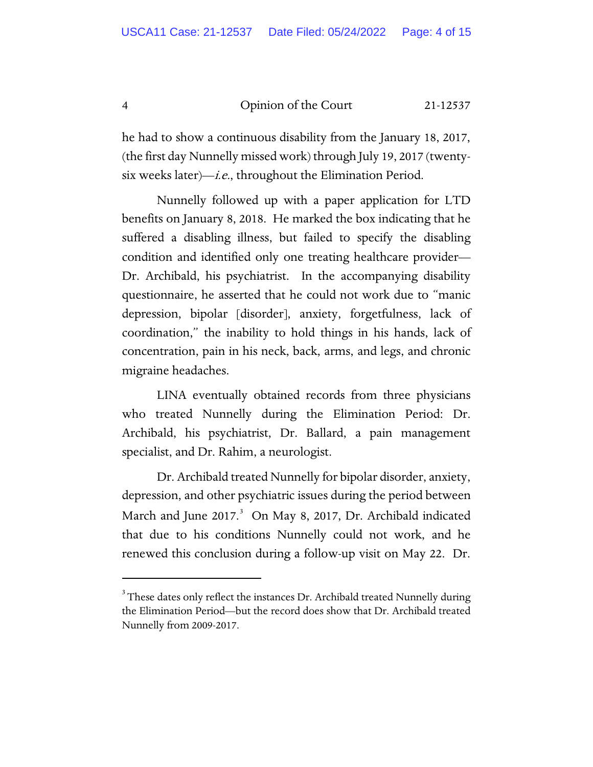he had to show a continuous disability from the January 18, 2017, (the first day Nunnelly missed work) through July 19, 2017 (twenty-six weeks later)—*i.e.*, throughout the Elimination Period.

Nunnelly followed up with a paper application for LTD benefits on January 8, 2018. He marked the box indicating that he suffered a disabling illness, but failed to specify the disabling condition and identified only one treating healthcare provider—Dr. Archibald, his psychiatrist. In the accompanying disability questionnaire, he asserted that he could not work due to "manic depression, bipolar [disorder], anxiety, forgetfulness, lack of coordination," the inability to hold things in his hands, lack of concentration, pain in his neck, back, arms, and legs, and chronic migraine headaches.

LINA eventually obtained records from three physicians who treated Nunnelly during the Elimination Period: Dr. Archibald, his psychiatrist, Dr. Ballard, a pain management specialist, and Dr. Rahim, a neurologist.

Dr. Archibald treated Nunnelly for bipolar disorder, anxiety, depression, and other psychiatric issues during the period between March and June 2017.[3] On May 8, 2017, Dr. Archibald indicated that due to his conditions Nunnelly could not work, and he renewed this conclusion during a follow-up visit on May 22. Dr.

[3] These dates only reflect the instances Dr. Archibald treated Nunnelly during the Elimination Period—but the record does show that Dr. Archibald treated Nunnelly from 2009-2017.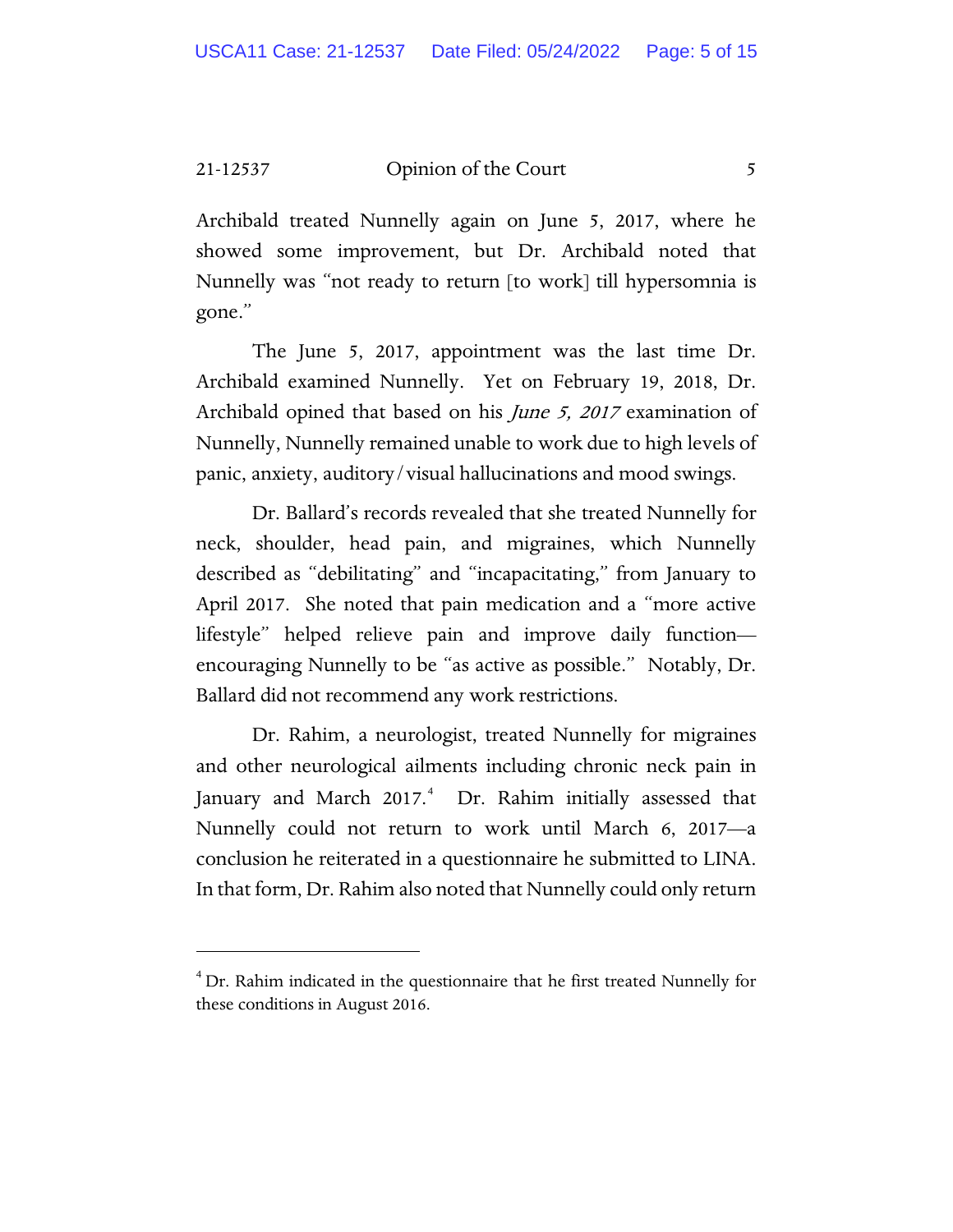Archibald treated Nunnelly again on June 5, 2017, where he showed some improvement, but Dr. Archibald noted that Nunnelly was "not ready to return [to work] till hypersomnia is gone."

The June 5, 2017, appointment was the last time Dr. Archibald examined Nunnelly. Yet on February 19, 2018, Dr. Archibald opined that based on his *June 5, 2017* examination of Nunnelly, Nunnelly remained unable to work due to high levels of panic, anxiety, auditory/visual hallucinations and mood swings.

Dr. Ballard's records revealed that she treated Nunnelly for neck, shoulder, head pain, and migraines, which Nunnelly described as "debilitating" and "incapacitating," from January to April 2017. She noted that pain medication and a "more active lifestyle" helped relieve pain and improve daily function—encouraging Nunnelly to be "as active as possible." Notably, Dr. Ballard did not recommend any work restrictions.

Dr. Rahim, a neurologist, treated Nunnelly for migraines and other neurological ailments including chronic neck pain in January and March 2017.[4] Dr. Rahim initially assessed that Nunnelly could not return to work until March 6, 2017—a conclusion he reiterated in a questionnaire he submitted to LINA. In that form, Dr. Rahim also noted that Nunnelly could only return

---

[4] Dr. Rahim indicated in the questionnaire that he first treated Nunnelly for these conditions in August 2016.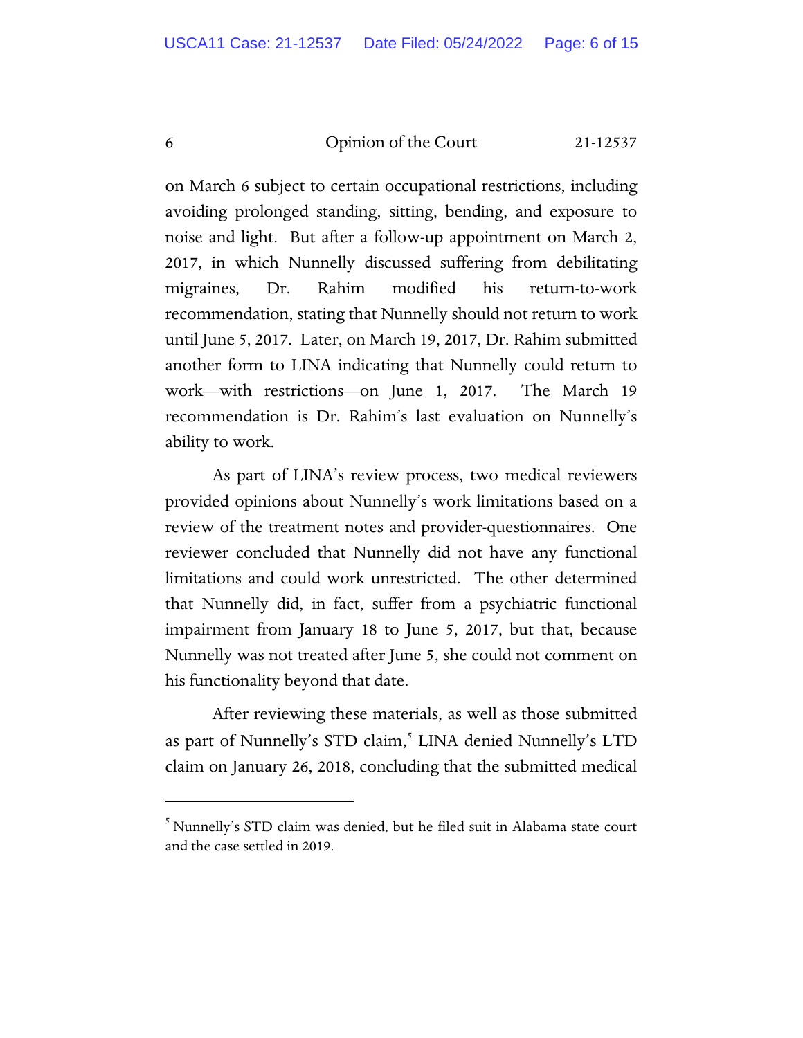on March 6 subject to certain occupational restrictions, including avoiding prolonged standing, sitting, bending, and exposure to noise and light. But after a follow-up appointment on March 2, 2017, in which Nunnelly discussed suffering from debilitating migraines, Dr. Rahim modified his return-to-work recommendation, stating that Nunnelly should not return to work until June 5, 2017. Later, on March 19, 2017, Dr. Rahim submitted another form to LINA indicating that Nunnelly could return to work—with restrictions—on June 1, 2017. The March 19 recommendation is Dr. Rahim's last evaluation on Nunnelly's ability to work.

As part of LINA's review process, two medical reviewers provided opinions about Nunnelly's work limitations based on a review of the treatment notes and provider-questionnaires. One reviewer concluded that Nunnelly did not have any functional limitations and could work unrestricted. The other determined that Nunnelly did, in fact, suffer from a psychiatric functional impairment from January 18 to June 5, 2017, but that, because Nunnelly was not treated after June 5, she could not comment on his functionality beyond that date.

After reviewing these materials, as well as those submitted as part of Nunnelly's STD claim,[5] LINA denied Nunnelly's LTD claim on January 26, 2018, concluding that the submitted medical

[5] Nunnelly's STD claim was denied, but he filed suit in Alabama state court and the case settled in 2019.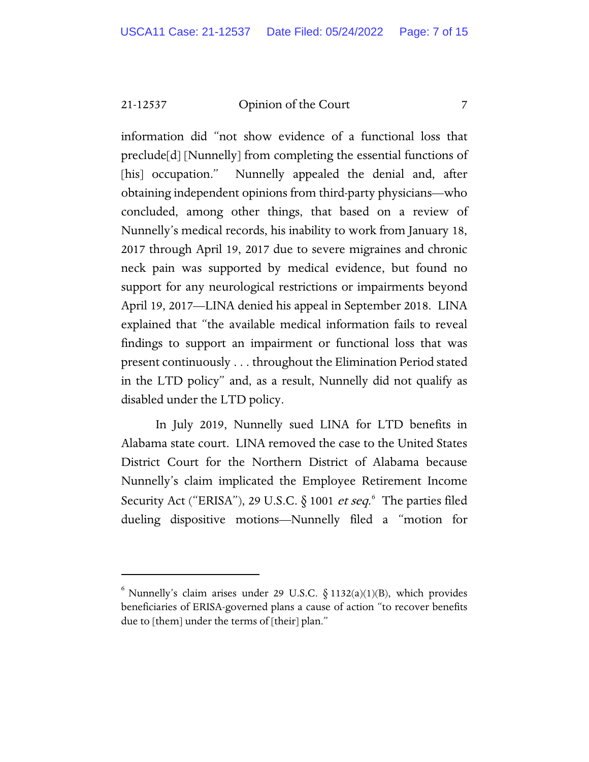information did "not show evidence of a functional loss that preclude[d] [Nunnelly] from completing the essential functions of [his] occupation." Nunnelly appealed the denial and, after obtaining independent opinions from third-party physicians—who concluded, among other things, that based on a review of Nunnelly's medical records, his inability to work from January 18, 2017 through April 19, 2017 due to severe migraines and chronic neck pain was supported by medical evidence, but found no support for any neurological restrictions or impairments beyond April 19, 2017—LINA denied his appeal in September 2018. LINA explained that "the available medical information fails to reveal findings to support an impairment or functional loss that was present continuously . . . throughout the Elimination Period stated in the LTD policy" and, as a result, Nunnelly did not qualify as disabled under the LTD policy.

In July 2019, Nunnelly sued LINA for LTD benefits in Alabama state court. LINA removed the case to the United States District Court for the Northern District of Alabama because Nunnelly's claim implicated the Employee Retirement Income Security Act ("ERISA"), 29 U.S.C. § 1001 *et seq.*[6] The parties filed dueling dispositive motions—Nunnelly filed a "motion for

---

[6] Nunnelly's claim arises under 29 U.S.C. § 1132(a)(1)(B), which provides beneficiaries of ERISA-governed plans a cause of action "to recover benefits due to [them] under the terms of [their] plan."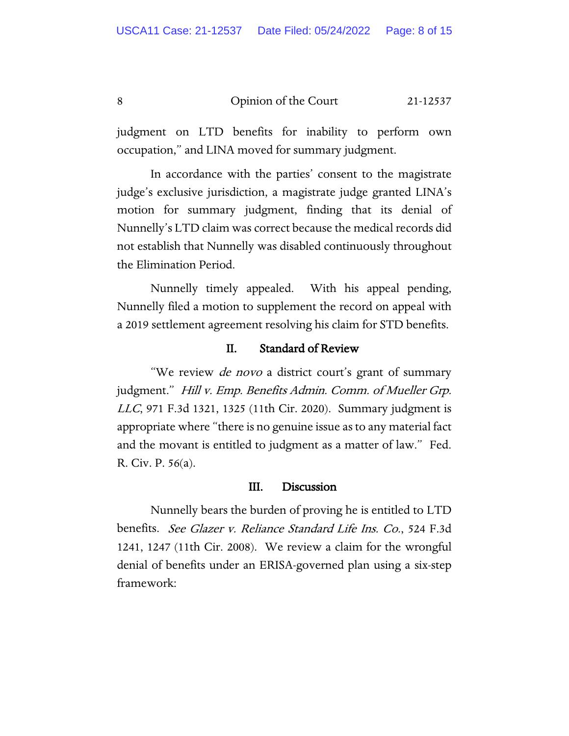judgment on LTD benefits for inability to perform own occupation," and LINA moved for summary judgment.

In accordance with the parties' consent to the magistrate judge's exclusive jurisdiction, a magistrate judge granted LINA's motion for summary judgment, finding that its denial of Nunnelly's LTD claim was correct because the medical records did not establish that Nunnelly was disabled continuously throughout the Elimination Period.

Nunnelly timely appealed. With his appeal pending, Nunnelly filed a motion to supplement the record on appeal with a 2019 settlement agreement resolving his claim for STD benefits.

## II. Standard of Review

"We review *de novo* a district court's grant of summary judgment." *Hill v. Emp. Benefits Admin. Comm. of Mueller Grp. LLC*, 971 F.3d 1321, 1325 (11th Cir. 2020). Summary judgment is appropriate where "there is no genuine issue as to any material fact and the movant is entitled to judgment as a matter of law." Fed. R. Civ. P. 56(a).

## III. Discussion

Nunnelly bears the burden of proving he is entitled to LTD benefits. *See Glazer v. Reliance Standard Life Ins. Co.*, 524 F.3d 1241, 1247 (11th Cir. 2008). We review a claim for the wrongful denial of benefits under an ERISA-governed plan using a six-step framework: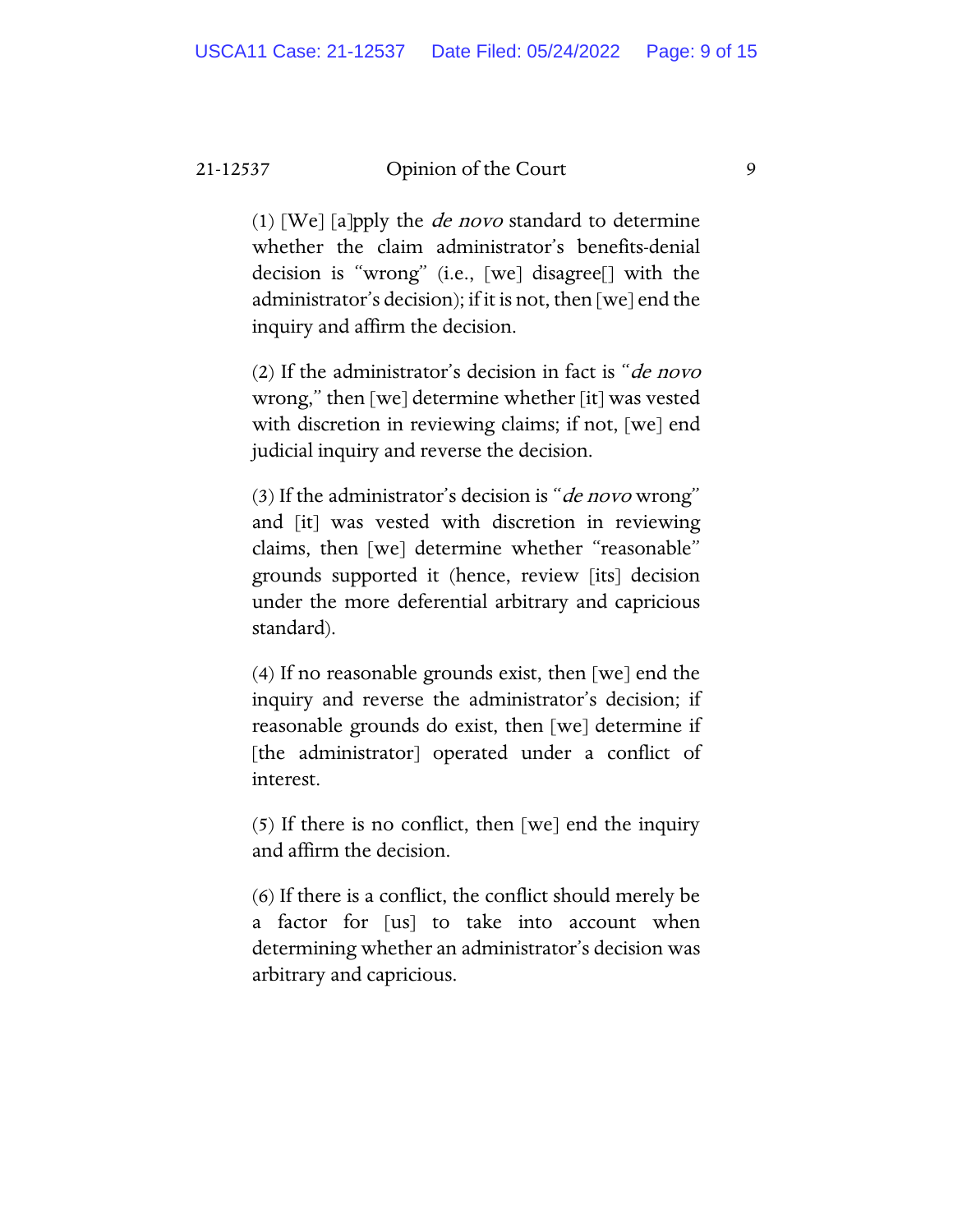> (1) [We] [a]pply the *de novo* standard to determine whether the claim administrator's benefits-denial decision is "wrong" (i.e., [we] disagree[] with the administrator's decision); if it is not, then [we] end the inquiry and affirm the decision.
>
> (2) If the administrator's decision in fact is "*de novo* wrong," then [we] determine whether [it] was vested with discretion in reviewing claims; if not, [we] end judicial inquiry and reverse the decision.
>
> (3) If the administrator's decision is "*de novo* wrong" and [it] was vested with discretion in reviewing claims, then [we] determine whether "reasonable" grounds supported it (hence, review [its] decision under the more deferential arbitrary and capricious standard).
>
> (4) If no reasonable grounds exist, then [we] end the inquiry and reverse the administrator's decision; if reasonable grounds do exist, then [we] determine if [the administrator] operated under a conflict of interest.
>
> (5) If there is no conflict, then [we] end the inquiry and affirm the decision.
>
> (6) If there is a conflict, the conflict should merely be a factor for [us] to take into account when determining whether an administrator's decision was arbitrary and capricious.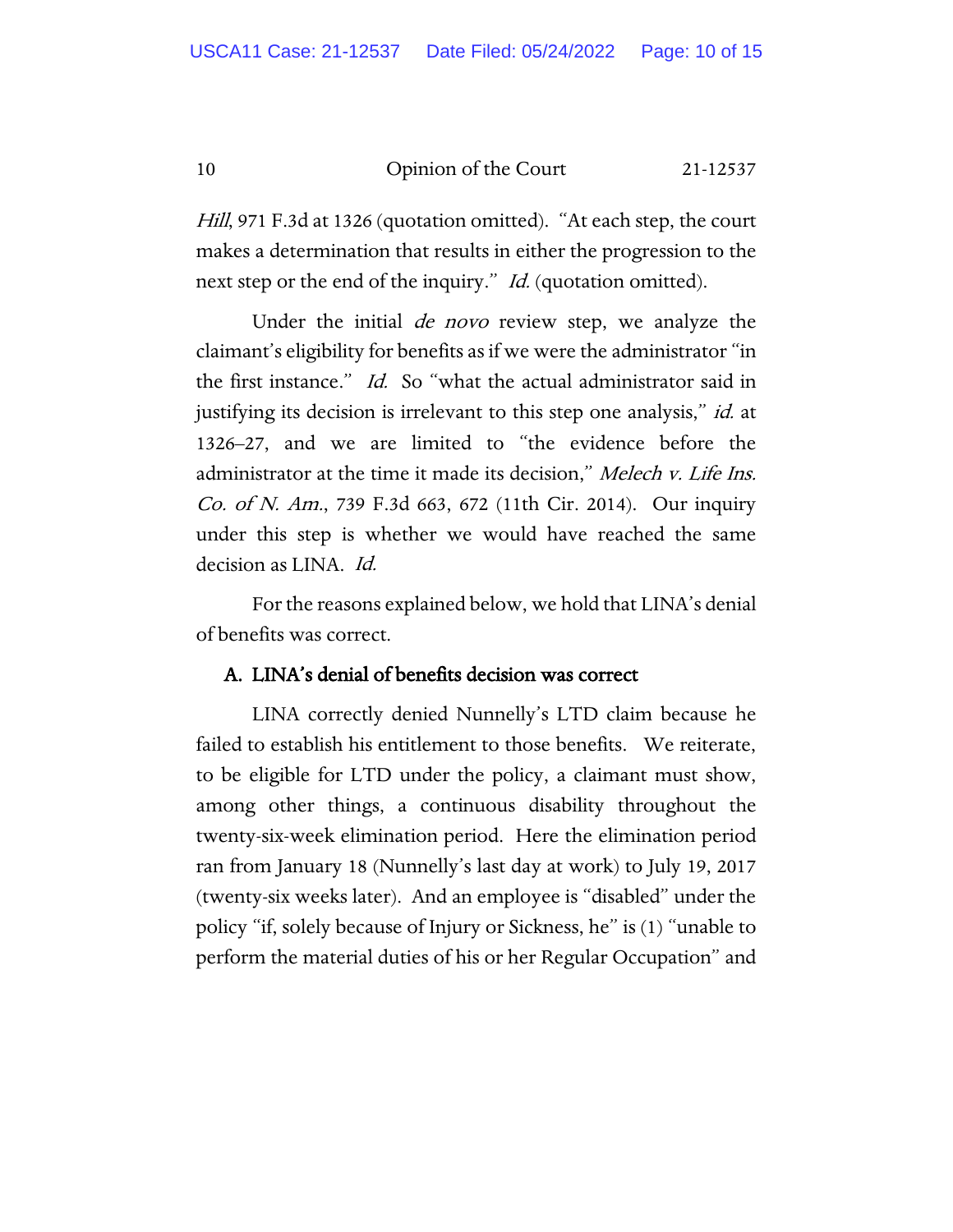*Hill*, 971 F.3d at 1326 (quotation omitted). "At each step, the court makes a determination that results in either the progression to the next step or the end of the inquiry." *Id.* (quotation omitted).

Under the initial *de novo* review step, we analyze the claimant's eligibility for benefits as if we were the administrator "in the first instance." *Id.* So "what the actual administrator said in justifying its decision is irrelevant to this step one analysis," *id.* at 1326–27, and we are limited to "the evidence before the administrator at the time it made its decision," *Melech v. Life Ins. Co. of N. Am.*, 739 F.3d 663, 672 (11th Cir. 2014). Our inquiry under this step is whether we would have reached the same decision as LINA. *Id.*

For the reasons explained below, we hold that LINA's denial of benefits was correct.

### A. LINA's denial of benefits decision was correct

LINA correctly denied Nunnelly's LTD claim because he failed to establish his entitlement to those benefits. We reiterate, to be eligible for LTD under the policy, a claimant must show, among other things, a continuous disability throughout the twenty-six-week elimination period. Here the elimination period ran from January 18 (Nunnelly's last day at work) to July 19, 2017 (twenty-six weeks later). And an employee is "disabled" under the policy "if, solely because of Injury or Sickness, he" is (1) "unable to perform the material duties of his or her Regular Occupation" and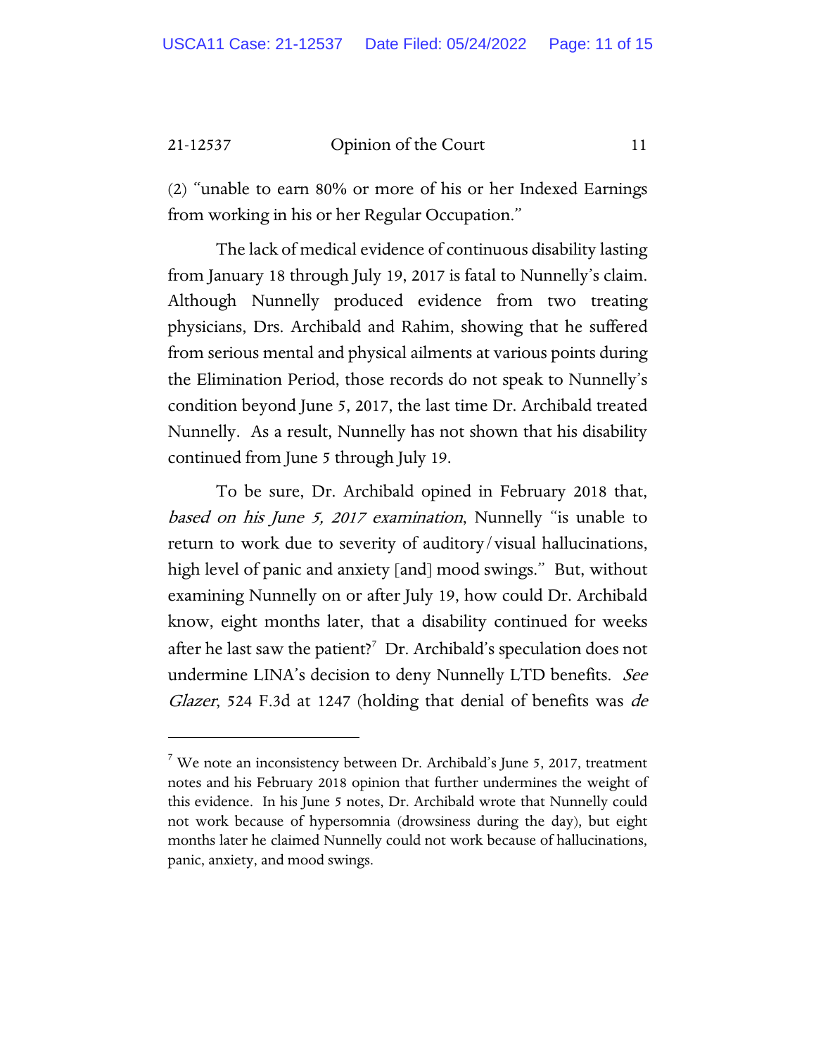(2) "unable to earn 80% or more of his or her Indexed Earnings from working in his or her Regular Occupation."

The lack of medical evidence of continuous disability lasting from January 18 through July 19, 2017 is fatal to Nunnelly's claim. Although Nunnelly produced evidence from two treating physicians, Drs. Archibald and Rahim, showing that he suffered from serious mental and physical ailments at various points during the Elimination Period, those records do not speak to Nunnelly's condition beyond June 5, 2017, the last time Dr. Archibald treated Nunnelly. As a result, Nunnelly has not shown that his disability continued from June 5 through July 19.

To be sure, Dr. Archibald opined in February 2018 that, *based on his June 5, 2017 examination*, Nunnelly "is unable to return to work due to severity of auditory/visual hallucinations, high level of panic and anxiety [and] mood swings." But, without examining Nunnelly on or after July 19, how could Dr. Archibald know, eight months later, that a disability continued for weeks after he last saw the patient?[7] Dr. Archibald's speculation does not undermine LINA's decision to deny Nunnelly LTD benefits. *See Glazer*, 524 F.3d at 1247 (holding that denial of benefits was *de*

---

[7] We note an inconsistency between Dr. Archibald's June 5, 2017, treatment notes and his February 2018 opinion that further undermines the weight of this evidence. In his June 5 notes, Dr. Archibald wrote that Nunnelly could not work because of hypersomnia (drowsiness during the day), but eight months later he claimed Nunnelly could not work because of hallucinations, panic, anxiety, and mood swings.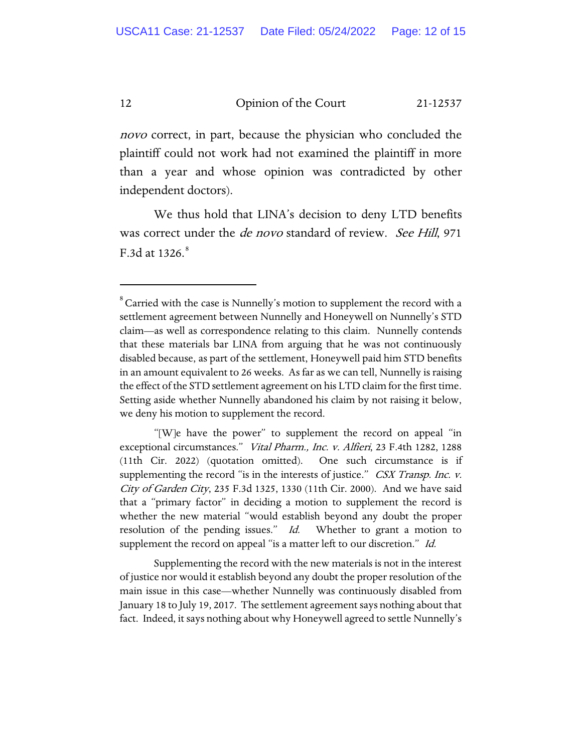*novo* correct, in part, because the physician who concluded the plaintiff could not work had not examined the plaintiff in more than a year and whose opinion was contradicted by other independent doctors).

We thus hold that LINA's decision to deny LTD benefits was correct under the *de novo* standard of review. *See Hill*, 971 F.3d at 1326.[8]

---

[8] Carried with the case is Nunnelly's motion to supplement the record with a settlement agreement between Nunnelly and Honeywell on Nunnelly's STD claim—as well as correspondence relating to this claim. Nunnelly contends that these materials bar LINA from arguing that he was not continuously disabled because, as part of the settlement, Honeywell paid him STD benefits in an amount equivalent to 26 weeks. As far as we can tell, Nunnelly is raising the effect of the STD settlement agreement on his LTD claim for the first time. Setting aside whether Nunnelly abandoned his claim by not raising it below, we deny his motion to supplement the record.

"[W]e have the power" to supplement the record on appeal "in exceptional circumstances." *Vital Pharm., Inc. v. Alfieri*, 23 F.4th 1282, 1288 (11th Cir. 2022) (quotation omitted). One such circumstance is if supplementing the record "is in the interests of justice." *CSX Transp. Inc. v. City of Garden City*, 235 F.3d 1325, 1330 (11th Cir. 2000). And we have said that a "primary factor" in deciding a motion to supplement the record is whether the new material "would establish beyond any doubt the proper resolution of the pending issues." *Id.* Whether to grant a motion to supplement the record on appeal "is a matter left to our discretion." *Id.*

Supplementing the record with the new materials is not in the interest of justice nor would it establish beyond any doubt the proper resolution of the main issue in this case—whether Nunnelly was continuously disabled from January 18 to July 19, 2017. The settlement agreement says nothing about that fact. Indeed, it says nothing about why Honeywell agreed to settle Nunnelly's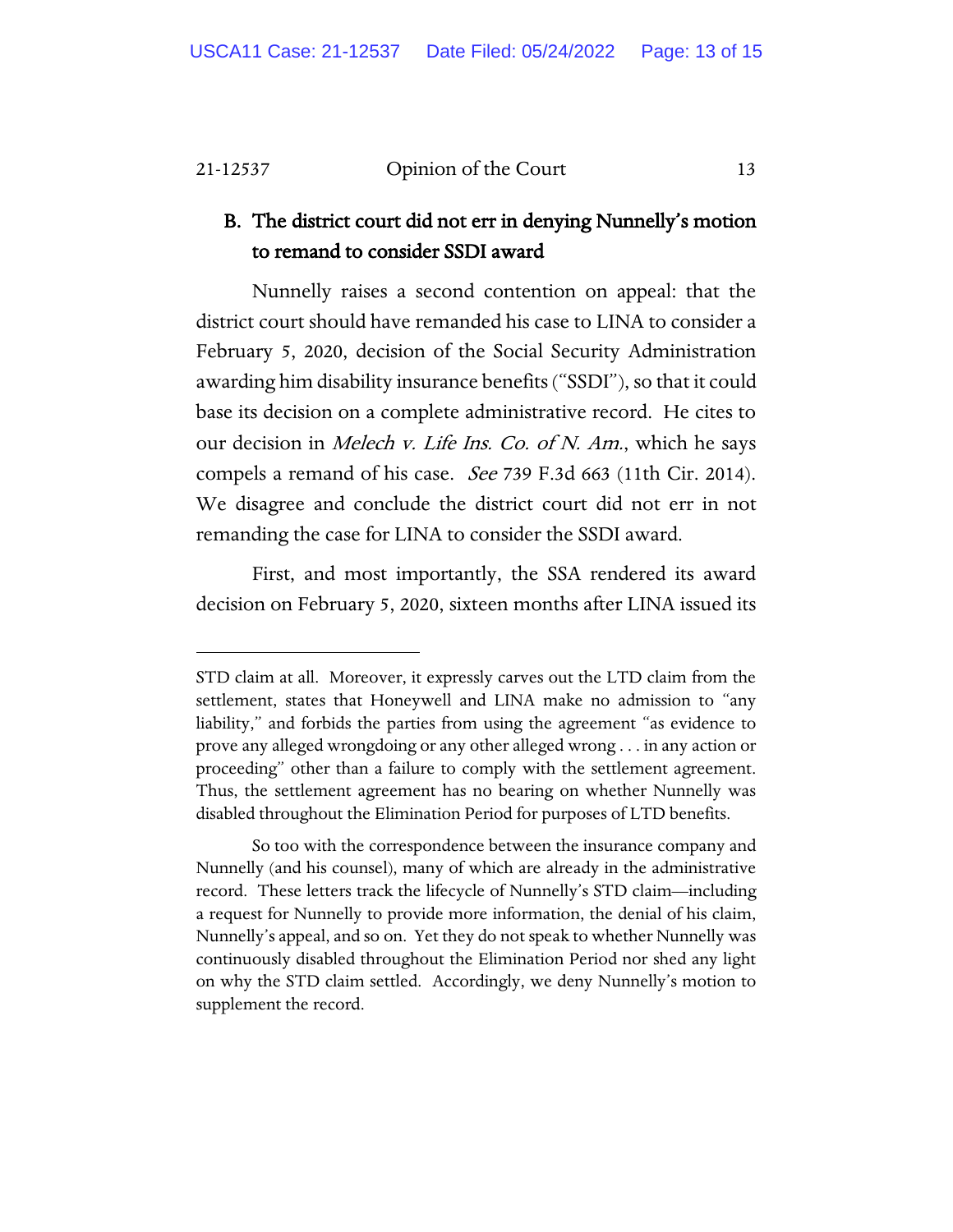### B. The district court did not err in denying Nunnelly's motion to remand to consider SSDI award

Nunnelly raises a second contention on appeal: that the district court should have remanded his case to LINA to consider a February 5, 2020, decision of the Social Security Administration awarding him disability insurance benefits ("SSDI"), so that it could base its decision on a complete administrative record. He cites to our decision in *Melech v. Life Ins. Co. of N. Am.*, which he says compels a remand of his case. *See* 739 F.3d 663 (11th Cir. 2014). We disagree and conclude the district court did not err in not remanding the case for LINA to consider the SSDI award.

First, and most importantly, the SSA rendered its award decision on February 5, 2020, sixteen months after LINA issued its

---

STD claim at all. Moreover, it expressly carves out the LTD claim from the settlement, states that Honeywell and LINA make no admission to "any liability," and forbids the parties from using the agreement "as evidence to prove any alleged wrongdoing or any other alleged wrong . . . in any action or proceeding" other than a failure to comply with the settlement agreement. Thus, the settlement agreement has no bearing on whether Nunnelly was disabled throughout the Elimination Period for purposes of LTD benefits.

So too with the correspondence between the insurance company and Nunnelly (and his counsel), many of which are already in the administrative record. These letters track the lifecycle of Nunnelly's STD claim—including a request for Nunnelly to provide more information, the denial of his claim, Nunnelly's appeal, and so on. Yet they do not speak to whether Nunnelly was continuously disabled throughout the Elimination Period nor shed any light on why the STD claim settled. Accordingly, we deny Nunnelly's motion to supplement the record.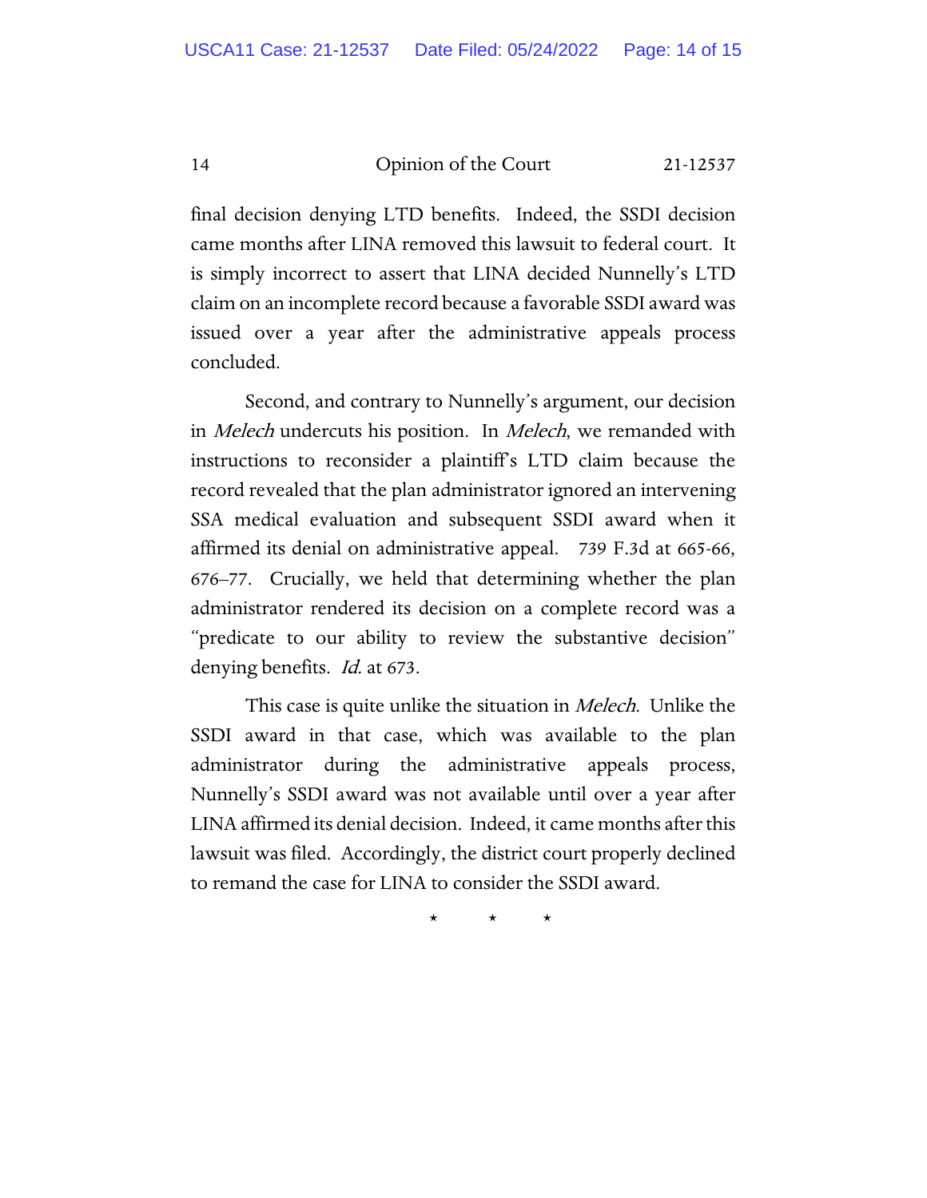final decision denying LTD benefits. Indeed, the SSDI decision came months after LINA removed this lawsuit to federal court. It is simply incorrect to assert that LINA decided Nunnelly's LTD claim on an incomplete record because a favorable SSDI award was issued over a year after the administrative appeals process concluded.

Second, and contrary to Nunnelly's argument, our decision in *Melech* undercuts his position. In *Melech*, we remanded with instructions to reconsider a plaintiff's LTD claim because the record revealed that the plan administrator ignored an intervening SSA medical evaluation and subsequent SSDI award when it affirmed its denial on administrative appeal. 739 F.3d at 665-66, 676–77. Crucially, we held that determining whether the plan administrator rendered its decision on a complete record was a "predicate to our ability to review the substantive decision" denying benefits. *Id.* at 673.

This case is quite unlike the situation in *Melech*. Unlike the SSDI award in that case, which was available to the plan administrator during the administrative appeals process, Nunnelly's SSDI award was not available until over a year after LINA affirmed its denial decision. Indeed, it came months after this lawsuit was filed. Accordingly, the district court properly declined to remand the case for LINA to consider the SSDI award.

\* \* \*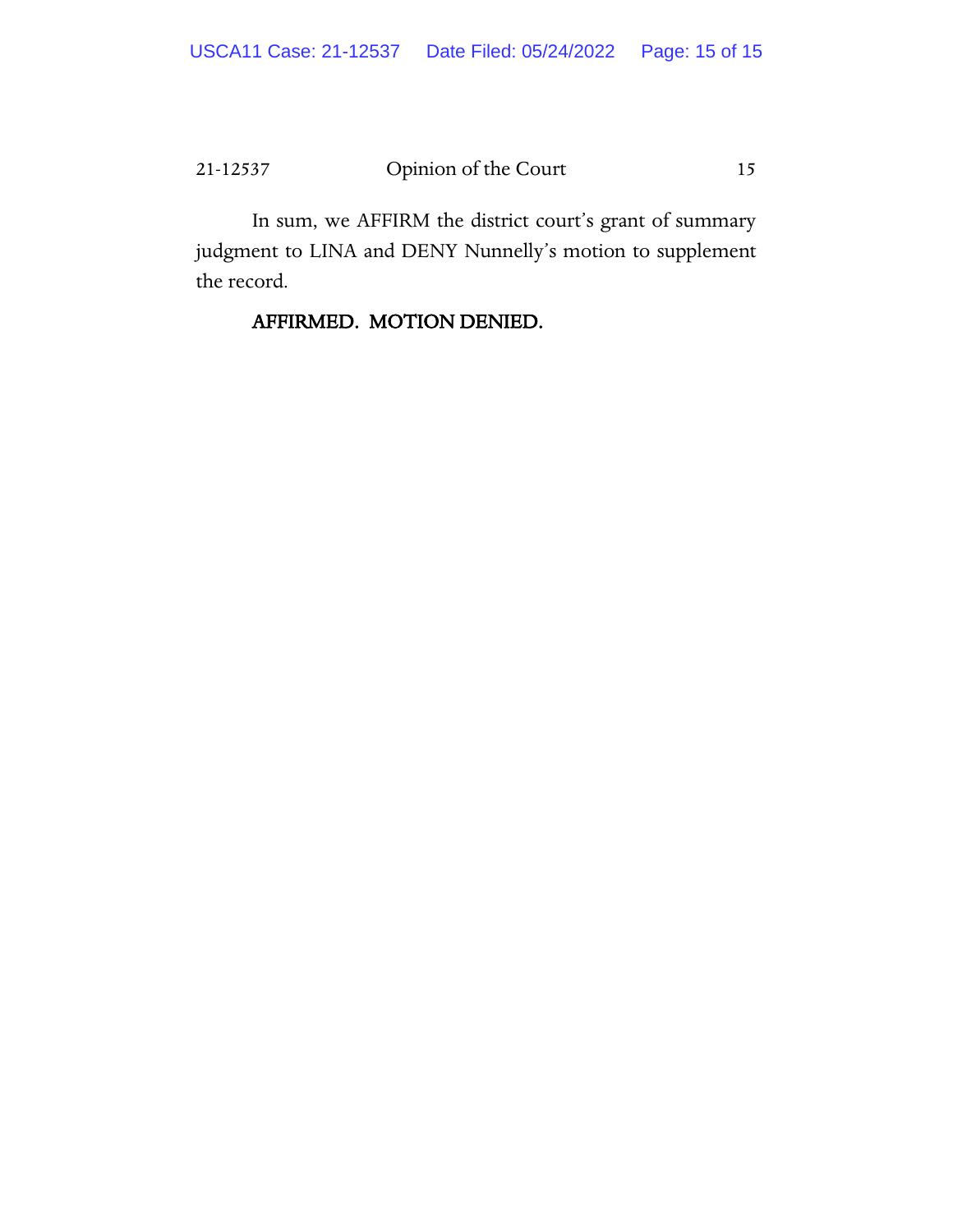In sum, we AFFIRM the district court's grant of summary judgment to LINA and DENY Nunnelly's motion to supplement the record.

**AFFIRMED. MOTION DENIED.**